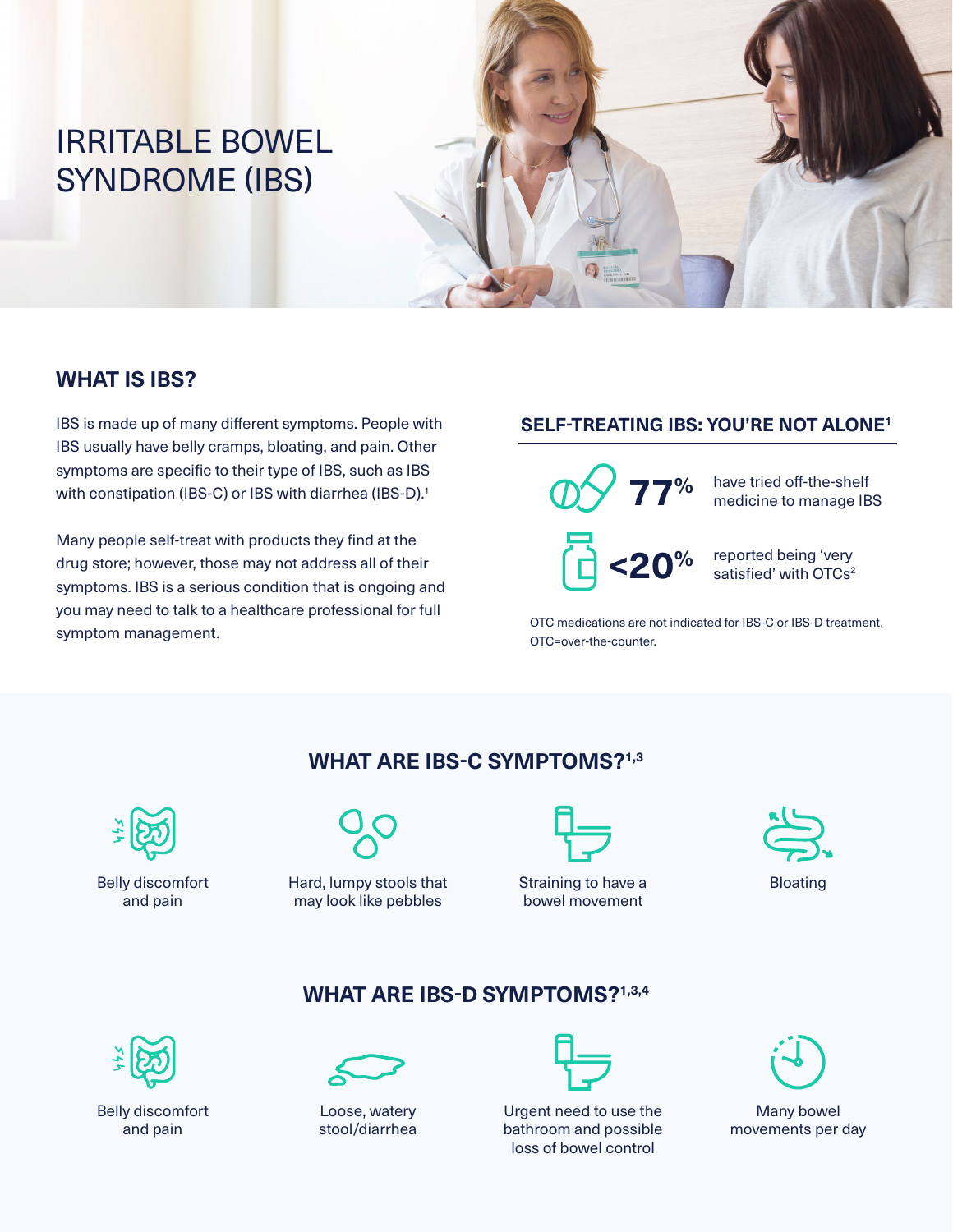# IRRITABLE BOWEL SYNDROME (IBS)

## WHAT IS IBS?

IBS is made up of many different symptoms. People with IBS usually have belly cramps, bloating, and pain. Other symptoms are specific to their type of IBS, such as IBS with constipation (IBS-C) or IBS with diarrhea (IBS-D).[1]

Many people self-treat with products they find at the drug store; however, those may not address all of their symptoms. IBS is a serious condition that is ongoing and you may need to talk to a healthcare professional for full symptom management.

### SELF-TREATING IBS: YOU'RE NOT ALONE[1]

**77%** have tried off-the-shelf medicine to manage IBS

**<20%** reported being 'very satisfied' with OTCs[2]

OTC medications are not indicated for IBS-C or IBS-D treatment. OTC=over-the-counter.

## WHAT ARE IBS-C SYMPTOMS?[1,3]

- Belly discomfort and pain
- Hard, lumpy stools that may look like pebbles
- Straining to have a bowel movement
- Bloating

## WHAT ARE IBS-D SYMPTOMS?[1,3,4]

- Belly discomfort and pain
- Loose, watery stool/diarrhea
- Urgent need to use the bathroom and possible loss of bowel control
- Many bowel movements per day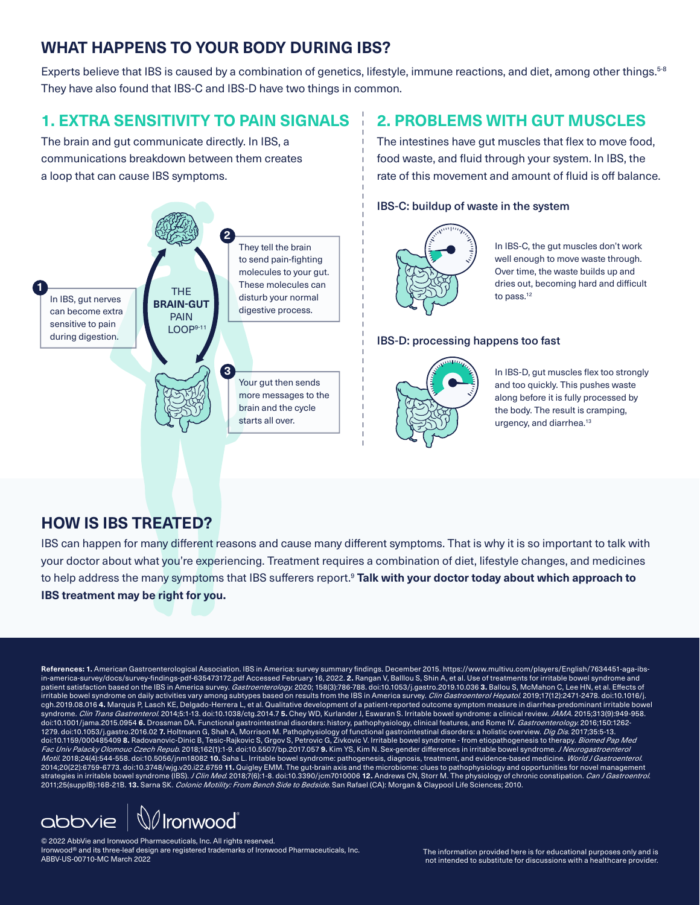## WHAT HAPPENS TO YOUR BODY DURING IBS?

Experts believe that IBS is caused by a combination of genetics, lifestyle, immune reactions, and diet, among other things.[5-8] They have also found that IBS-C and IBS-D have two things in common.

### 1. EXTRA SENSITIVITY TO PAIN SIGNALS

The brain and gut communicate directly. In IBS, a communications breakdown between them creates a loop that can cause IBS symptoms.

THE **BRAIN-GUT** PAIN LOOP[9-11]

1. In IBS, gut nerves can become extra sensitive to pain during digestion.
2. They tell the brain to send pain-fighting molecules to your gut. These molecules can disturb your normal digestive process.
3. Your gut then sends more messages to the brain and the cycle starts all over.

### 2. PROBLEMS WITH GUT MUSCLES

The intestines have gut muscles that flex to move food, food waste, and fluid through your system. In IBS, the rate of this movement and amount of fluid is off balance.

**IBS-C: buildup of waste in the system**

In IBS-C, the gut muscles don't work well enough to move waste through. Over time, the waste builds up and dries out, becoming hard and difficult to pass.[12]

**IBS-D: processing happens too fast**

In IBS-D, gut muscles flex too strongly and too quickly. This pushes waste along before it is fully processed by the body. The result is cramping, urgency, and diarrhea.[13]

## HOW IS IBS TREATED?

IBS can happen for many different reasons and cause many different symptoms. That is why it is so important to talk with your doctor about what you're experiencing. Treatment requires a combination of diet, lifestyle changes, and medicines to help address the many symptoms that IBS sufferers report.[9] **Talk with your doctor today about which approach to IBS treatment may be right for you.**

**References: 1.** American Gastroenterological Association. IBS in America: survey summary findings. December 2015. https://www.multivu.com/players/English/7634451-aga-ibs-in-america-survey/docs/survey-findings-pdf-635473172.pdf Accessed February 16, 2022. **2.** Rangan V, Balllou S, Shin A, et al. Use of treatments for irritable bowel syndrome and patient satisfaction based on the IBS in America survey. *Gastroenterology.* 2020; 158(3):786-788. doi:10.1053/j.gastro.2019.10.036 **3.** Ballou S, McMahon C, Lee HN, et al. Effects of irritable bowel syndrome on daily activities vary among subtypes based on results from the IBS in America survey. *Clin Gastroenterol Hepatol.* 2019;17(12):2471-2478. doi:10.1016/j.cgh.2019.08.016 **4.** Marquis P, Lasch KE, Delgado-Herrera L, et al. Qualitative development of a patient-reported outcome symptom measure in diarrhea-predominant irritable bowel syndrome. *Clin Trans Gastrenterol.* 2014;5:1-13. doi:10.1038/ctg.2014.7 **5.** Chey WD, Kurlander J, Eswaran S. Irritable bowel syndrome: a clinical review. *JAMA.* 2015;313(9):949-958. doi:10.1001/jama.2015.0954 **6.** Drossman DA. Functional gastrointestinal disorders: history, pathophysiology, clinical features, and Rome IV. *Gastroenterology.* 2016;150:1262-1279. doi:10.1053/j.gastro.2016.02 **7.** Holtmann G, Shah A, Morrison M. Pathophysiology of functional gastrointestinal disorders: a holistic overview. *Dig Dis.* 2017;35:5-13. doi:10.1159/000485409 **8.** Radovanovic-Dinic B, Tesic-Rajkovic S, Grgov S, Petrovic G, Zivkovic V. Irritable bowel syndrome - from etiopathogenesis to therapy. *Biomed Pap Med Fac Univ Palacky Olomouc Czech Repub.* 2018;162(1):1-9. doi:10.5507/bp.2017.057 **9.** Kim YS, Kim N. Sex-gender differences in irritable bowel syndrome. *J Neurogastroenterol Motil.* 2018;24(4):544-558. doi:10.5056/jnm18082 **10.** Saha L. Irritable bowel syndrome: pathogenesis, diagnosis, treatment, and evidence-based medicine. *World J Gastroenterol.* 2014;20(22):6759-6773. doi:10.3748/wjg.v20.i22.6759 **11.** Quigley EMM. The gut-brain axis and the microbiome: clues to pathophysiology and opportunities for novel management strategies in irritable bowel syndrome (IBS). *J Clin Med.* 2018;7(6):1-8. doi:10.3390/jcm7010006 **12.** Andrews CN, Storr M. The physiology of chronic constipation. *Can J Gastroentrol.* 2011;25(supplB):16B-21B. **13.** Sarna SK. *Colonic Motility: From Bench Side to Bedside.* San Rafael (CA): Morgan & Claypool Life Sciences; 2010.

abbvie | Ironwood®

© 2022 AbbVie and Ironwood Pharmaceuticals, Inc. All rights reserved.
Ironwood® and its three-leaf design are registered trademarks of Ironwood Pharmaceuticals, Inc.
ABBV-US-00710-MC March 2022

The information provided here is for educational purposes only and is not intended to substitute for discussions with a healthcare provider.